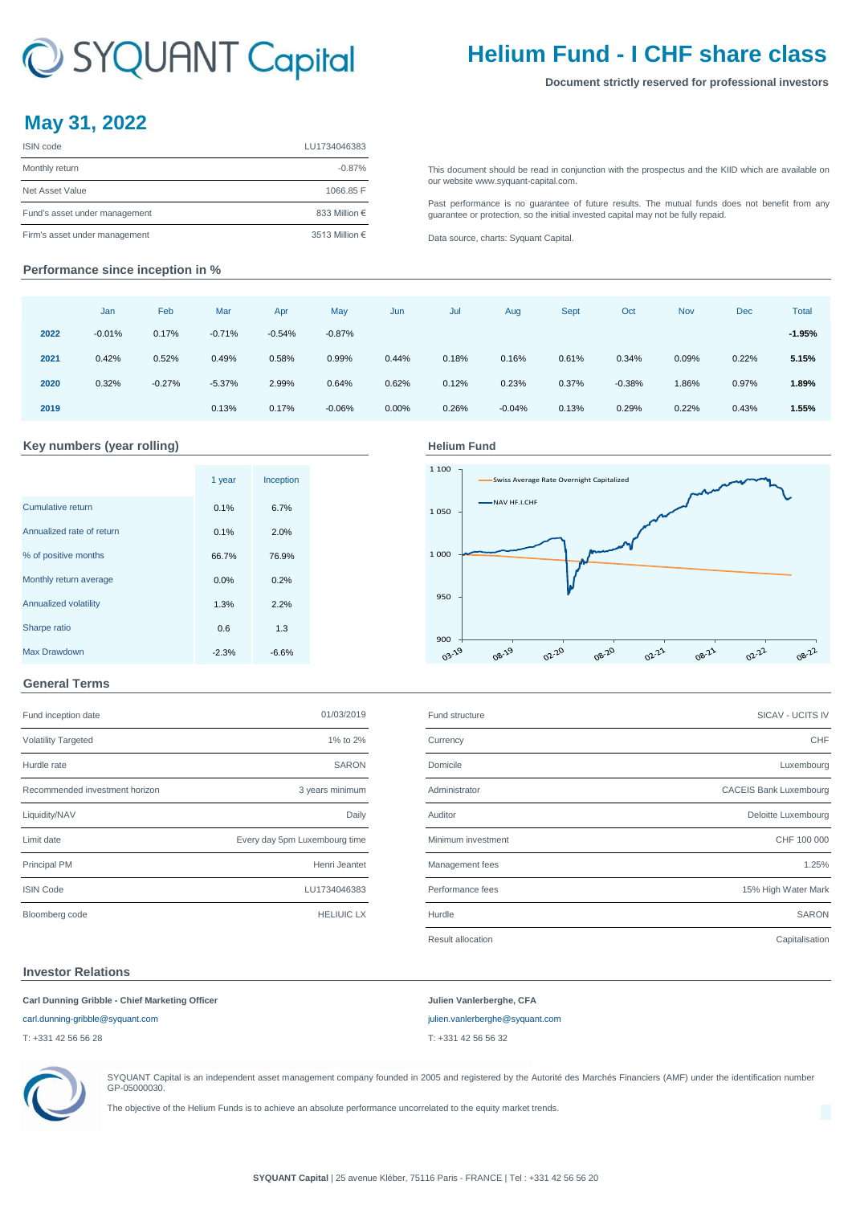# SYQUANT Capital

# Helium Fund - I CHF share class

**Document strictly reserved for professional investors**

## May 31, 2022

| | |
|---|---|
| ISIN code | LU1734046383 |
| Monthly return | -0.87% |
| Net Asset Value | 1066.85 F |
| Fund's asset under management | 833 Million € |
| Firm's asset under management | 3513 Million € |

This document should be read in conjunction with the prospectus and the KIID which are available on our website www.syquant-capital.com.

Past performance is no guarantee of future results. The mutual funds does not benefit from any guarantee or protection, so the initial invested capital may not be fully repaid.

Data source, charts: Syquant Capital.

### Performance since inception in %

| | Jan | Feb | Mar | Apr | May | Jun | Jul | Aug | Sept | Oct | Nov | Dec | Total |
|---|---|---|---|---|---|---|---|---|---|---|---|---|---|
| **2022** | -0.01% | 0.17% | -0.71% | -0.54% | -0.87% | | | | | | | | **-1.95%** |
| **2021** | 0.42% | 0.52% | 0.49% | 0.58% | 0.99% | 0.44% | 0.18% | 0.16% | 0.61% | 0.34% | 0.09% | 0.22% | **5.15%** |
| **2020** | 0.32% | -0.27% | -5.37% | 2.99% | 0.64% | 0.62% | 0.12% | 0.23% | 0.37% | -0.38% | 1.86% | 0.97% | **1.89%** |
| **2019** | | | 0.13% | 0.17% | -0.06% | 0.00% | 0.26% | -0.04% | 0.13% | 0.29% | 0.22% | 0.43% | **1.55%** |

### Key numbers (year rolling)

| | 1 year | Inception |
|---|---|---|
| Cumulative return | 0.1% | 6.7% |
| Annualized rate of return | 0.1% | 2.0% |
| % of positive months | 66.7% | 76.9% |
| Monthly return average | 0.0% | 0.2% |
| Annualized volatility | 1.3% | 2.2% |
| Sharpe ratio | 0.6 | 1.3 |
| Max Drawdown | -2.3% | -6.6% |

### Helium Fund

### General Terms

| | |
|---|---|
| Fund inception date | 01/03/2019 |
| Volatility Targeted | 1% to 2% |
| Hurdle rate | SARON |
| Recommended investment horizon | 3 years minimum |
| Liquidity/NAV | Daily |
| Limit date | Every day 5pm Luxembourg time |
| Principal PM | Henri Jeantet |
| ISIN Code | LU1734046383 |
| Bloomberg code | HELIUIC LX |

| | |
|---|---|
| Fund structure | SICAV - UCITS IV |
| Currency | CHF |
| Domicile | Luxembourg |
| Administrator | CACEIS Bank Luxembourg |
| Auditor | Deloitte Luxembourg |
| Minimum investment | CHF 100 000 |
| Management fees | 1.25% |
| Performance fees | 15% High Water Mark |
| Hurdle | SARON |
| Result allocation | Capitalisation |

### Investor Relations

**Carl Dunning Gribble - Chief Marketing Officer**
carl.dunning-gribble@syquant.com
T: +331 42 56 56 28

**Julien Vanlerberghe, CFA**
julien.vanlerberghe@syquant.com
T: +331 42 56 56 32

SYQUANT Capital is an independent asset management company founded in 2005 and registered by the Autorité des Marchés Financiers (AMF) under the identification number GP-05000030.

The objective of the Helium Funds is to achieve an absolute performance uncorrelated to the equity market trends.

**SYQUANT Capital** | 25 avenue Kléber, 75116 Paris - FRANCE | Tel : +331 42 56 56 20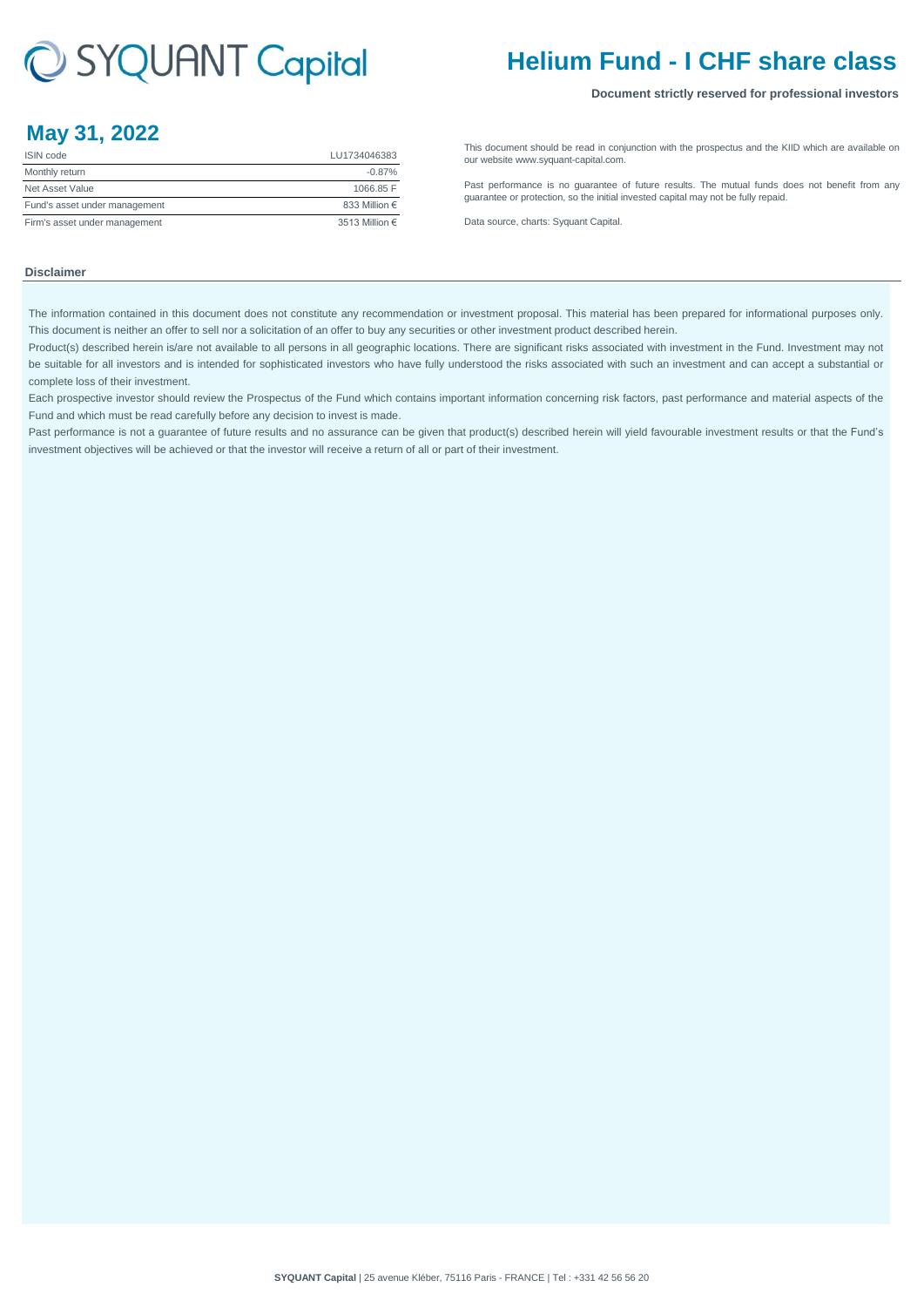# Helium Fund - I CHF share class

**Document strictly reserved for professional investors**

## May 31, 2022

| ISIN code | LU1734046383 |
| --- | --- |
| Monthly return | -0.87% |
| Net Asset Value | 1066.85 F |
| Fund's asset under management | 833 Million € |
| Firm's asset under management | 3513 Million € |

This document should be read in conjunction with the prospectus and the KIID which are available on our website www.syquant-capital.com.

Past performance is no guarantee of future results. The mutual funds does not benefit from any guarantee or protection, so the initial invested capital may not be fully repaid.

Data source, charts: Syquant Capital.

### Disclaimer

The information contained in this document does not constitute any recommendation or investment proposal. This material has been prepared for informational purposes only. This document is neither an offer to sell nor a solicitation of an offer to buy any securities or other investment product described herein.

Product(s) described herein is/are not available to all persons in all geographic locations. There are significant risks associated with investment in the Fund. Investment may not be suitable for all investors and is intended for sophisticated investors who have fully understood the risks associated with such an investment and can accept a substantial or complete loss of their investment.

Each prospective investor should review the Prospectus of the Fund which contains important information concerning risk factors, past performance and material aspects of the Fund and which must be read carefully before any decision to invest is made.

Past performance is not a guarantee of future results and no assurance can be given that product(s) described herein will yield favourable investment results or that the Fund's investment objectives will be achieved or that the investor will receive a return of all or part of their investment.

**SYQUANT Capital** | 25 avenue Kléber, 75116 Paris - FRANCE | Tel : +331 42 56 56 20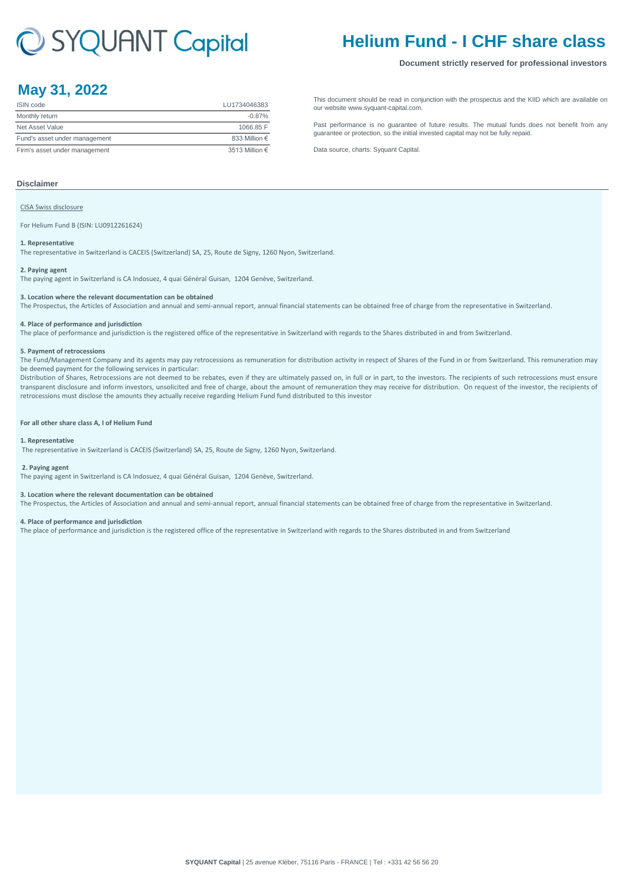SYQUANT Capital

# Helium Fund - I CHF share class

**Document strictly reserved for professional investors**

## May 31, 2022

| | |
|---|---|
| ISIN code | LU1734046383 |
| Monthly return | -0.87% |
| Net Asset Value | 1066.85 F |
| Fund's asset under management | 833 Million € |
| Firm's asset under management | 3513 Million € |

This document should be read in conjunction with the prospectus and the KIID which are available on our website www.syquant-capital.com.

Past performance is no guarantee of future results. The mutual funds does not benefit from any guarantee or protection, so the initial invested capital may not be fully repaid.

Data source, charts: Syquant Capital.

### Disclaimer

CISA Swiss disclosure

For Helium Fund B (ISIN: LU0912261624)

**1. Representative**
The representative in Switzerland is CACEIS (Switzerland) SA, 25, Route de Signy, 1260 Nyon, Switzerland.

**2. Paying agent**
The paying agent in Switzerland is CA Indosuez, 4 quai Général Guisan, 1204 Genève, Switzerland.

**3. Location where the relevant documentation can be obtained**
The Prospectus, the Articles of Association and annual and semi-annual report, annual financial statements can be obtained free of charge from the representative in Switzerland.

**4. Place of performance and jurisdiction**
The place of performance and jurisdiction is the registered office of the representative in Switzerland with regards to the Shares distributed in and from Switzerland.

**5. Payment of retrocessions**
The Fund/Management Company and its agents may pay retrocessions as remuneration for distribution activity in respect of Shares of the Fund in or from Switzerland. This remuneration may be deemed payment for the following services in particular:
Distribution of Shares, Retrocessions are not deemed to be rebates, even if they are ultimately passed on, in full or in part, to the investors. The recipients of such retrocessions must ensure transparent disclosure and inform investors, unsolicited and free of charge, about the amount of remuneration they may receive for distribution. On request of the investor, the recipients of retrocessions must disclose the amounts they actually receive regarding Helium Fund fund distributed to this investor

**For all other share class A, I of Helium Fund**

**1. Representative**
The representative in Switzerland is CACEIS (Switzerland) SA, 25, Route de Signy, 1260 Nyon, Switzerland.

**2. Paying agent**
The paying agent in Switzerland is CA Indosuez, 4 quai Général Guisan, 1204 Genève, Switzerland.

**3. Location where the relevant documentation can be obtained**
The Prospectus, the Articles of Association and annual and semi-annual report, annual financial statements can be obtained free of charge from the representative in Switzerland.

**4. Place of performance and jurisdiction**
The place of performance and jurisdiction is the registered office of the representative in Switzerland with regards to the Shares distributed in and from Switzerland

**SYQUANT Capital** | 25 avenue Kléber, 75116 Paris - FRANCE | Tel : +331 42 56 56 20